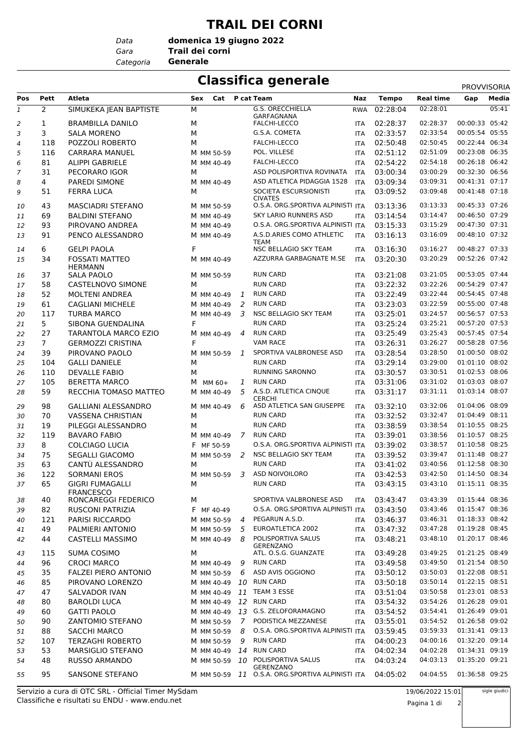# TRAIL DEI CORNI

*Data* **domenica 19 giugno 2022**
*Gara* **Trail dei corni**
*Categoria* **Generale**

## Classifica generale

PROVVISORIA

| Pos | Pett | Atleta | Sex | Cat | P cat | Team | Naz | Tempo | Real time | Gap | Media |
|---|---|---|---|---|---|---|---|---|---|---|---|
| 1 | 2 | SIMUKEKA JEAN BAPTISTE | M | | | G.S. ORECCHIELLA GARFAGNANA | RWA | 02:28:04 | 02:28:01 | | 05:41 |
| 2 | 1 | BRAMBILLA DANILO | M | | | FALCHI-LECCO | ITA | 02:28:37 | 02:28:37 | 00:00:33 | 05:42 |
| 3 | 3 | SALA MORENO | M | | | G.S.A. COMETA | ITA | 02:33:57 | 02:33:54 | 00:05:54 | 05:55 |
| 4 | 118 | POZZOLI ROBERTO | M | | | FALCHI-LECCO | ITA | 02:50:48 | 02:50:45 | 00:22:44 | 06:34 |
| 5 | 116 | CARRARA MANUEL | M | MM 50-59 | | POL. VILLESE | ITA | 02:51:12 | 02:51:09 | 00:23:08 | 06:35 |
| 6 | 81 | ALIPPI GABRIELE | M | MM 40-49 | | FALCHI-LECCO | ITA | 02:54:22 | 02:54:18 | 00:26:18 | 06:42 |
| 7 | 31 | PECORARO IGOR | M | | | ASD POLISPORTIVA ROVINATA | ITA | 03:00:34 | 03:00:29 | 00:32:30 | 06:56 |
| 8 | 4 | PAREDI SIMONE | M | MM 40-49 | | ASD ATLETICA PIDAGGIA 1528 | ITA | 03:09:34 | 03:09:31 | 00:41:31 | 07:17 |
| 9 | 51 | FERRA LUCA | M | | | SOCIETA ESCURSIONISTI CIVATES | ITA | 03:09:52 | 03:09:48 | 00:41:48 | 07:18 |
| 10 | 43 | MASCIADRI STEFANO | M | MM 50-59 | | O.S.A. ORG.SPORTIVA ALPINISTI | ITA | 03:13:36 | 03:13:33 | 00:45:33 | 07:26 |
| 11 | 69 | BALDINI STEFANO | M | MM 40-49 | | SKY LARIO RUNNERS ASD | ITA | 03:14:54 | 03:14:47 | 00:46:50 | 07:29 |
| 12 | 93 | PIROVANO ANDREA | M | MM 40-49 | | O.S.A. ORG.SPORTIVA ALPINISTI | ITA | 03:15:33 | 03:15:29 | 00:47:30 | 07:31 |
| 13 | 91 | PENCO ALESSANDRO | M | MM 40-49 | | A.S.D.ARIES COMO ATHLETIC TEAM | ITA | 03:16:13 | 03:16:09 | 00:48:10 | 07:32 |
| 14 | 6 | GELPI PAOLA | F | | | NSC BELLAGIO SKY TEAM | ITA | 03:16:30 | 03:16:27 | 00:48:27 | 07:33 |
| 15 | 34 | FOSSATI MATTEO HERMANN | M | MM 40-49 | | AZZURRA GARBAGNATE M.SE | ITA | 03:20:30 | 03:20:29 | 00:52:26 | 07:42 |
| 16 | 37 | SALA PAOLO | M | MM 50-59 | | RUN CARD | ITA | 03:21:08 | 03:21:05 | 00:53:05 | 07:44 |
| 17 | 58 | CASTELNOVO SIMONE | M | | | RUN CARD | ITA | 03:22:32 | 03:22:26 | 00:54:29 | 07:47 |
| 18 | 52 | MOLTENI ANDREA | M | MM 40-49 | 1 | RUN CARD | ITA | 03:22:49 | 03:22:44 | 00:54:45 | 07:48 |
| 19 | 61 | CAGLIANI MICHELE | M | MM 40-49 | 2 | RUN CARD | ITA | 03:23:03 | 03:22:59 | 00:55:00 | 07:48 |
| 20 | 117 | TURBA MARCO | M | MM 40-49 | 3 | NSC BELLAGIO SKY TEAM | ITA | 03:25:01 | 03:24:57 | 00:56:57 | 07:53 |
| 21 | 5 | SIBONA GUENDALINA | F | | | RUN CARD | ITA | 03:25:24 | 03:25:21 | 00:57:20 | 07:53 |
| 22 | 27 | TARANTOLA MARCO EZIO | M | MM 40-49 | 4 | RUN CARD | ITA | 03:25:49 | 03:25:43 | 00:57:45 | 07:54 |
| 23 | 7 | GERMOZZI CRISTINA | F | | | VAM RACE | ITA | 03:26:31 | 03:26:27 | 00:58:28 | 07:56 |
| 24 | 39 | PIROVANO PAOLO | M | MM 50-59 | 1 | SPORTIVA VALBRONESE ASD | ITA | 03:28:54 | 03:28:50 | 01:00:50 | 08:02 |
| 25 | 104 | GALLI DANIELE | M | | | RUN CARD | ITA | 03:29:14 | 03:29:00 | 01:01:10 | 08:02 |
| 26 | 110 | DEVALLE FABIO | M | | | RUNNING SARONNO | ITA | 03:30:57 | 03:30:51 | 01:02:53 | 08:06 |
| 27 | 105 | BERETTA MARCO | M | MM 60+ | 1 | RUN CARD | ITA | 03:31:06 | 03:31:02 | 01:03:03 | 08:07 |
| 28 | 59 | RECCHIA TOMASO MATTEO | M | MM 40-49 | 5 | A.S.D. ATLETICA CINQUE CERCHI | ITA | 03:31:17 | 03:31:11 | 01:03:14 | 08:07 |
| 29 | 98 | GALLIANI ALESSANDRO | M | MM 40-49 | 6 | ASD ATLETICA SAN GIUSEPPE | ITA | 03:32:10 | 03:32:06 | 01:04:06 | 08:09 |
| 30 | 70 | VASSENA CHRISTIAN | M | | | RUN CARD | ITA | 03:32:52 | 03:32:47 | 01:04:49 | 08:11 |
| 31 | 19 | PILEGGI ALESSANDRO | M | | | RUN CARD | ITA | 03:38:59 | 03:38:54 | 01:10:55 | 08:25 |
| 32 | 119 | BAVARO FABIO | M | MM 40-49 | 7 | RUN CARD | ITA | 03:39:01 | 03:38:56 | 01:10:57 | 08:25 |
| 33 | 8 | COLCIAGO LUCIA | F | MF 50-59 | | O.S.A. ORG.SPORTIVA ALPINISTI | ITA | 03:39:02 | 03:38:57 | 01:10:58 | 08:25 |
| 34 | 75 | SEGALLI GIACOMO | M | MM 50-59 | 2 | NSC BELLAGIO SKY TEAM | ITA | 03:39:52 | 03:39:47 | 01:11:48 | 08:27 |
| 35 | 63 | CANTÙ ALESSANDRO | M | | | RUN CARD | ITA | 03:41:02 | 03:40:56 | 01:12:58 | 08:30 |
| 36 | 122 | SORMANI EROS | M | MM 50-59 | 3 | ASD NOIVOILORO | ITA | 03:42:53 | 03:42:50 | 01:14:50 | 08:34 |
| 37 | 65 | GIGRI FUMAGALLI FRANCESCO | M | | | RUN CARD | ITA | 03:43:15 | 03:43:10 | 01:15:11 | 08:35 |
| 38 | 40 | RONCAREGGI FEDERICO | M | | | SPORTIVA VALBRONESE ASD | ITA | 03:43:47 | 03:43:39 | 01:15:44 | 08:36 |
| 39 | 82 | RUSCONI PATRIZIA | F | MF 40-49 | | O.S.A. ORG.SPORTIVA ALPINISTI | ITA | 03:43:50 | 03:43:46 | 01:15:47 | 08:36 |
| 40 | 121 | PARISI RICCARDO | M | MM 50-59 | 4 | PEGARUN A.S.D. | ITA | 03:46:37 | 03:46:31 | 01:18:33 | 08:42 |
| 41 | 49 | PALMIERI ANTONIO | M | MM 50-59 | 5 | EUROATLETICA 2002 | ITA | 03:47:32 | 03:47:28 | 01:19:28 | 08:45 |
| 42 | 44 | CASTELLI MASSIMO | M | MM 40-49 | 8 | POLISPORTIVA SALUS GERENZANO | ITA | 03:48:21 | 03:48:10 | 01:20:17 | 08:46 |
| 43 | 115 | SUMA COSIMO | M | | | ATL. O.S.G. GUANZATE | ITA | 03:49:28 | 03:49:25 | 01:21:25 | 08:49 |
| 44 | 96 | CROCI MARCO | M | MM 40-49 | 9 | RUN CARD | ITA | 03:49:58 | 03:49:50 | 01:21:54 | 08:50 |
| 45 | 35 | FALZEI PIERO ANTONIO | M | MM 50-59 | 6 | ASD AVIS OGGIONO | ITA | 03:50:12 | 03:50:03 | 01:22:08 | 08:51 |
| 46 | 85 | PIROVANO LORENZO | M | MM 40-49 | 10 | RUN CARD | ITA | 03:50:18 | 03:50:14 | 01:22:15 | 08:51 |
| 47 | 47 | SALVADOR IVAN | M | MM 40-49 | 11 | TEAM 3 ESSE | ITA | 03:51:04 | 03:50:58 | 01:23:01 | 08:53 |
| 48 | 80 | BAROLDI LUCA | M | MM 40-49 | 12 | RUN CARD | ITA | 03:54:32 | 03:54:26 | 01:26:28 | 09:01 |
| 49 | 60 | GATTI PAOLO | M | MM 40-49 | 13 | G.S. ZELOFORAMAGNO | ITA | 03:54:52 | 03:54:41 | 01:26:49 | 09:01 |
| 50 | 90 | ZANTOMIO STEFANO | M | MM 50-59 | 7 | PODISTICA MEZZANESE | ITA | 03:55:01 | 03:54:52 | 01:26:58 | 09:02 |
| 51 | 88 | SACCHI MARCO | M | MM 50-59 | 8 | O.S.A. ORG.SPORTIVA ALPINISTI | ITA | 03:59:45 | 03:59:33 | 01:31:41 | 09:13 |
| 52 | 107 | TERZAGHI ROBERTO | M | MM 50-59 | 9 | RUN CARD | ITA | 04:00:23 | 04:00:16 | 01:32:20 | 09:14 |
| 53 | 53 | MARSIGLIO STEFANO | M | MM 40-49 | 14 | RUN CARD | ITA | 04:02:34 | 04:02:28 | 01:34:31 | 09:19 |
| 54 | 48 | RUSSO ARMANDO | M | MM 50-59 | 10 | POLISPORTIVA SALUS GERENZANO | ITA | 04:03:24 | 04:03:13 | 01:35:20 | 09:21 |
| 55 | 95 | SANSONE STEFANO | M | MM 50-59 | 11 | O.S.A. ORG.SPORTIVA ALPINISTI | ITA | 04:05:02 | 04:04:55 | 01:36:58 | 09:25 |

Servizio a cura di OTC SRL - Official Timer MySdam
Classifiche e risultati su ENDU - www.endu.net

19/06/2022 15:01

sigle giudici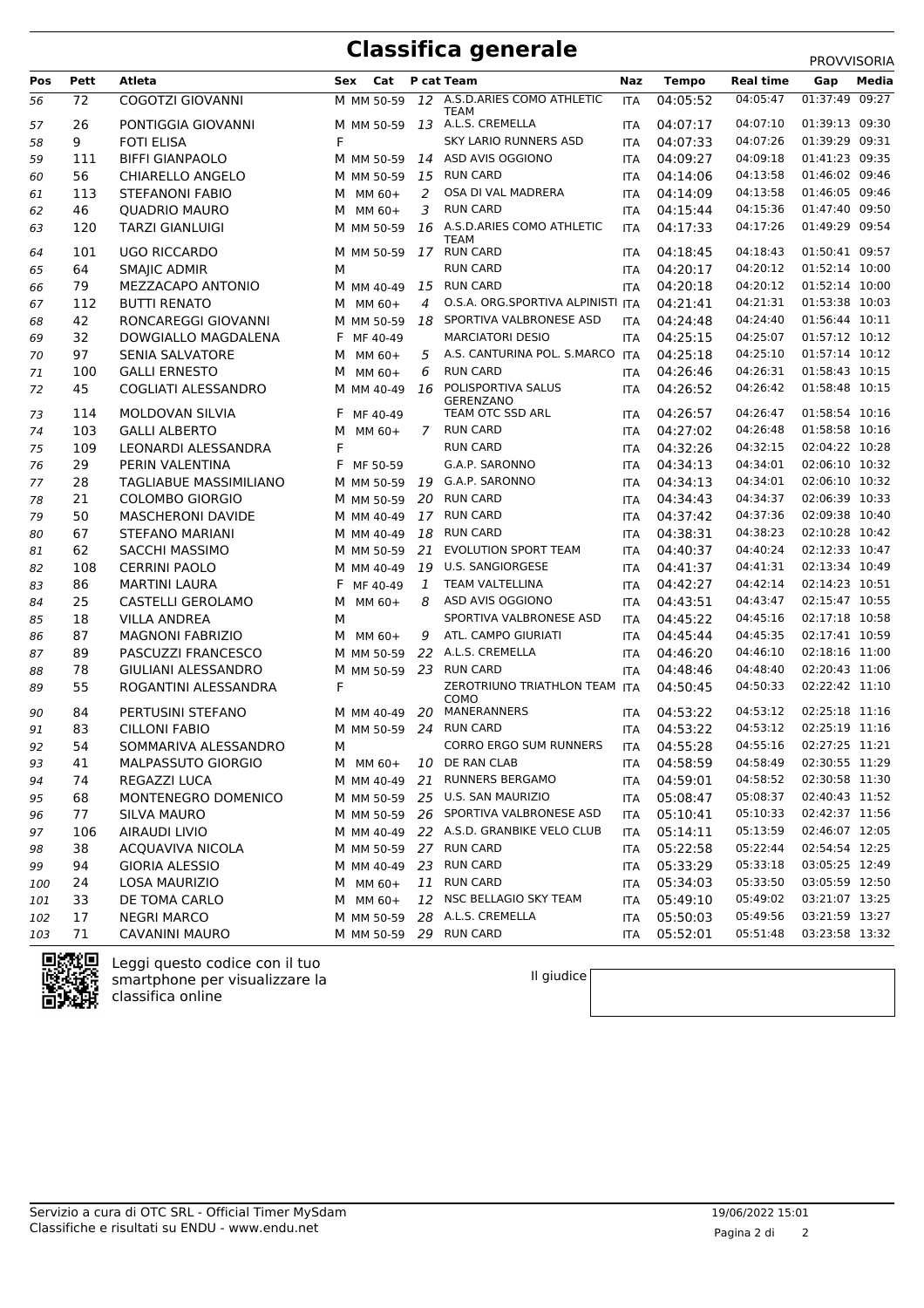# Classifica generale

PROVVISORIA

| Pos | Pett | Atleta | Sex | Cat | P cat | Team | Naz | Tempo | Real time | Gap | Media |
|---|---|---|---|---|---|---|---|---|---|---|---|
| 56 | 72 | COGOTZI GIOVANNI | M | MM 50-59 | 12 | A.S.D.ARIES COMO ATHLETIC TEAM | ITA | 04:05:52 | 04:05:47 | 01:37:49 | 09:27 |
| 57 | 26 | PONTIGGIA GIOVANNI | M | MM 50-59 | 13 | A.L.S. CREMELLA | ITA | 04:07:17 | 04:07:10 | 01:39:13 | 09:30 |
| 58 | 9 | FOTI ELISA | F | | | SKY LARIO RUNNERS ASD | ITA | 04:07:33 | 04:07:26 | 01:39:29 | 09:31 |
| 59 | 111 | BIFFI GIANPAOLO | M | MM 50-59 | 14 | ASD AVIS OGGIONO | ITA | 04:09:27 | 04:09:18 | 01:41:23 | 09:35 |
| 60 | 56 | CHIARELLO ANGELO | M | MM 50-59 | 15 | RUN CARD | ITA | 04:14:06 | 04:13:58 | 01:46:02 | 09:46 |
| 61 | 113 | STEFANONI FABIO | M | MM 60+ | 2 | OSA DI VAL MADRERA | ITA | 04:14:09 | 04:13:58 | 01:46:05 | 09:46 |
| 62 | 46 | QUADRIO MAURO | M | MM 60+ | 3 | RUN CARD | ITA | 04:15:44 | 04:15:36 | 01:47:40 | 09:50 |
| 63 | 120 | TARZI GIANLUIGI | M | MM 50-59 | 16 | A.S.D.ARIES COMO ATHLETIC TEAM | ITA | 04:17:33 | 04:17:26 | 01:49:29 | 09:54 |
| 64 | 101 | UGO RICCARDO | M | MM 50-59 | 17 | RUN CARD | ITA | 04:18:45 | 04:18:43 | 01:50:41 | 09:57 |
| 65 | 64 | SMAJIC ADMIR | M | | | RUN CARD | ITA | 04:20:17 | 04:20:12 | 01:52:14 | 10:00 |
| 66 | 79 | MEZZACAPO ANTONIO | M | MM 40-49 | 15 | RUN CARD | ITA | 04:20:18 | 04:20:12 | 01:52:14 | 10:00 |
| 67 | 112 | BUTTI RENATO | M | MM 60+ | 4 | O.S.A. ORG.SPORTIVA ALPINISTI | ITA | 04:21:41 | 04:21:31 | 01:53:38 | 10:03 |
| 68 | 42 | RONCAREGGI GIOVANNI | M | MM 50-59 | 18 | SPORTIVA VALBRONESE ASD | ITA | 04:24:48 | 04:24:40 | 01:56:44 | 10:11 |
| 69 | 32 | DOWGIALLO MAGDALENA | F | MF 40-49 | | MARCIATORI DESIO | ITA | 04:25:15 | 04:25:07 | 01:57:12 | 10:12 |
| 70 | 97 | SENIA SALVATORE | M | MM 60+ | 5 | A.S. CANTURINA POL. S.MARCO | ITA | 04:25:18 | 04:25:10 | 01:57:14 | 10:12 |
| 71 | 100 | GALLI ERNESTO | M | MM 60+ | 6 | RUN CARD | ITA | 04:26:46 | 04:26:31 | 01:58:43 | 10:15 |
| 72 | 45 | COGLIATI ALESSANDRO | M | MM 40-49 | 16 | POLISPORTIVA SALUS GERENZANO | ITA | 04:26:52 | 04:26:42 | 01:58:48 | 10:15 |
| 73 | 114 | MOLDOVAN SILVIA | F | MF 40-49 | | TEAM OTC SSD ARL | ITA | 04:26:57 | 04:26:47 | 01:58:54 | 10:16 |
| 74 | 103 | GALLI ALBERTO | M | MM 60+ | 7 | RUN CARD | ITA | 04:27:02 | 04:26:48 | 01:58:58 | 10:16 |
| 75 | 109 | LEONARDI ALESSANDRA | F | | | RUN CARD | ITA | 04:32:26 | 04:32:15 | 02:04:22 | 10:28 |
| 76 | 29 | PERIN VALENTINA | F | MF 50-59 | | G.A.P. SARONNO | ITA | 04:34:13 | 04:34:01 | 02:06:10 | 10:32 |
| 77 | 28 | TAGLIABUE MASSIMILIANO | M | MM 50-59 | 19 | G.A.P. SARONNO | ITA | 04:34:13 | 04:34:01 | 02:06:10 | 10:32 |
| 78 | 21 | COLOMBO GIORGIO | M | MM 50-59 | 20 | RUN CARD | ITA | 04:34:43 | 04:34:37 | 02:06:39 | 10:33 |
| 79 | 50 | MASCHERONI DAVIDE | M | MM 40-49 | 17 | RUN CARD | ITA | 04:37:42 | 04:37:36 | 02:09:38 | 10:40 |
| 80 | 67 | STEFANO MARIANI | M | MM 40-49 | 18 | RUN CARD | ITA | 04:38:31 | 04:38:23 | 02:10:28 | 10:42 |
| 81 | 62 | SACCHI MASSIMO | M | MM 50-59 | 21 | EVOLUTION SPORT TEAM | ITA | 04:40:37 | 04:40:24 | 02:12:33 | 10:47 |
| 82 | 108 | CERRINI PAOLO | M | MM 40-49 | 19 | U.S. SANGIORGESE | ITA | 04:41:37 | 04:41:31 | 02:13:34 | 10:49 |
| 83 | 86 | MARTINI LAURA | F | MF 40-49 | 1 | TEAM VALTELLINA | ITA | 04:42:27 | 04:42:14 | 02:14:23 | 10:51 |
| 84 | 25 | CASTELLI GEROLAMO | M | MM 60+ | 8 | ASD AVIS OGGIONO | ITA | 04:43:51 | 04:43:47 | 02:15:47 | 10:55 |
| 85 | 18 | VILLA ANDREA | M | | | SPORTIVA VALBRONESE ASD | ITA | 04:45:22 | 04:45:16 | 02:17:18 | 10:58 |
| 86 | 87 | MAGNONI FABRIZIO | M | MM 60+ | 9 | ATL. CAMPO GIURIATI | ITA | 04:45:44 | 04:45:35 | 02:17:41 | 10:59 |
| 87 | 89 | PASCUZZI FRANCESCO | M | MM 50-59 | 22 | A.L.S. CREMELLA | ITA | 04:46:20 | 04:46:10 | 02:18:16 | 11:00 |
| 88 | 78 | GIULIANI ALESSANDRO | M | MM 50-59 | 23 | RUN CARD | ITA | 04:48:46 | 04:48:40 | 02:20:43 | 11:06 |
| 89 | 55 | ROGANTINI ALESSANDRA | F | | | ZEROTRIUNO TRIATHLON TEAM COMO | ITA | 04:50:45 | 04:50:33 | 02:22:42 | 11:10 |
| 90 | 84 | PERTUSINI STEFANO | M | MM 40-49 | 20 | MANERANNERS | ITA | 04:53:22 | 04:53:12 | 02:25:18 | 11:16 |
| 91 | 83 | CILLONI FABIO | M | MM 50-59 | 24 | RUN CARD | ITA | 04:53:22 | 04:53:12 | 02:25:19 | 11:16 |
| 92 | 54 | SOMMARIVA ALESSANDRO | M | | | CORRO ERGO SUM RUNNERS | ITA | 04:55:28 | 04:55:16 | 02:27:25 | 11:21 |
| 93 | 41 | MALPASSUTO GIORGIO | M | MM 60+ | 10 | DE RAN CLAB | ITA | 04:58:59 | 04:58:49 | 02:30:55 | 11:29 |
| 94 | 74 | REGAZZI LUCA | M | MM 40-49 | 21 | RUNNERS BERGAMO | ITA | 04:59:01 | 04:58:52 | 02:30:58 | 11:30 |
| 95 | 68 | MONTENEGRO DOMENICO | M | MM 50-59 | 25 | U.S. SAN MAURIZIO | ITA | 05:08:47 | 05:08:37 | 02:40:43 | 11:52 |
| 96 | 77 | SILVA MAURO | M | MM 50-59 | 26 | SPORTIVA VALBRONESE ASD | ITA | 05:10:41 | 05:10:33 | 02:42:37 | 11:56 |
| 97 | 106 | AIRAUDI LIVIO | M | MM 40-49 | 22 | A.S.D. GRANBIKE VELO CLUB | ITA | 05:14:11 | 05:13:59 | 02:46:07 | 12:05 |
| 98 | 38 | ACQUAVIVA NICOLA | M | MM 50-59 | 27 | RUN CARD | ITA | 05:22:58 | 05:22:44 | 02:54:54 | 12:25 |
| 99 | 94 | GIORIA ALESSIO | M | MM 40-49 | 23 | RUN CARD | ITA | 05:33:29 | 05:33:18 | 03:05:25 | 12:49 |
| 100 | 24 | LOSA MAURIZIO | M | MM 60+ | 11 | RUN CARD | ITA | 05:34:03 | 05:33:50 | 03:05:59 | 12:50 |
| 101 | 33 | DE TOMA CARLO | M | MM 60+ | 12 | NSC BELLAGIO SKY TEAM | ITA | 05:49:10 | 05:49:02 | 03:21:07 | 13:25 |
| 102 | 17 | NEGRI MARCO | M | MM 50-59 | 28 | A.L.S. CREMELLA | ITA | 05:50:03 | 05:49:56 | 03:21:59 | 13:27 |
| 103 | 71 | CAVANINI MAURO | M | MM 50-59 | 29 | RUN CARD | ITA | 05:52:01 | 05:51:48 | 03:23:58 | 13:32 |

Leggi questo codice con il tuo smartphone per visualizzare la classifica online

Il giudice

Servizio a cura di OTC SRL - Official Timer MySdam
Classifiche e risultati su ENDU - www.endu.net

19/06/2022 15:01